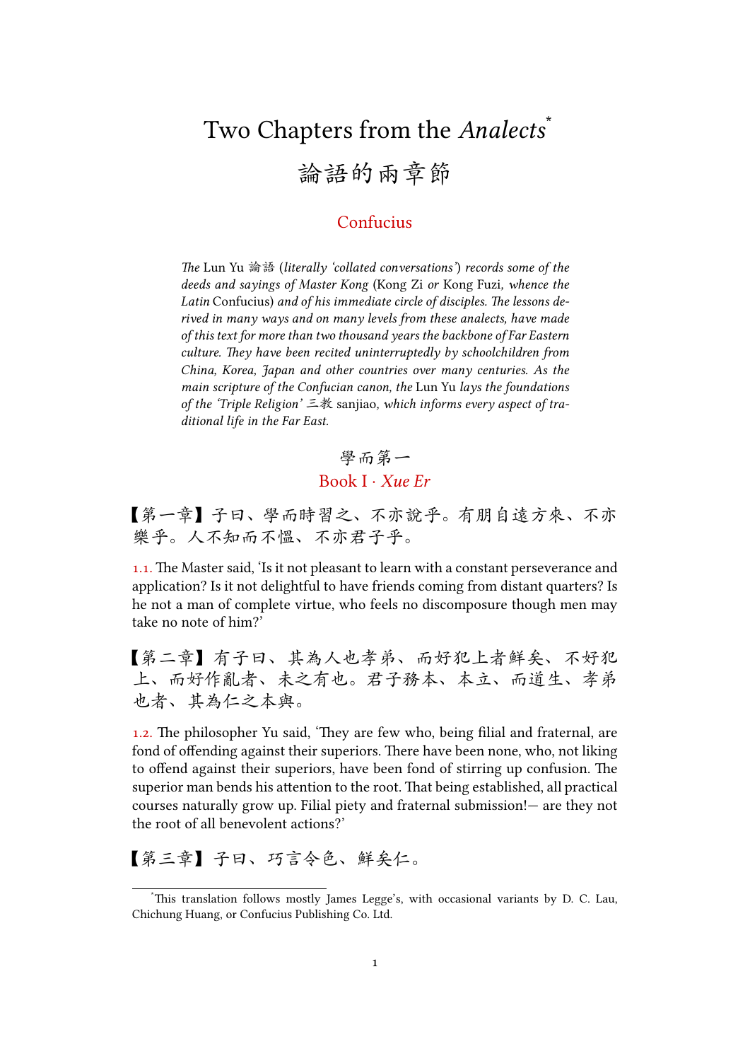# Two Chapters from the *Analects*[*]

# 論語的兩章節

Confucius

*The* Lun Yu 論語 *(literally 'collated conversations') records some of the deeds and sayings of Master Kong* (Kong Zi *or* Kong Fuzi*, whence the Latin* Confucius) *and of his immediate circle of disciples. The lessons derived in many ways and on many levels from these analects, have made of this text for more than two thousand years the backbone of Far Eastern culture. They have been recited uninterruptedly by schoolchildren from China, Korea, Japan and other countries over many centuries. As the main scripture of the Confucian canon, the* Lun Yu *lays the foundations of the 'Triple Religion'* 三教 sanjiao*, which informs every aspect of traditional life in the Far East.*

## 學而第一

## Book I · *Xue Er*

【第一章】子曰、學而時習之、不亦說乎。有朋自遠方來、不亦樂乎。人不知而不慍、不亦君子乎。

1.1. The Master said, 'Is it not pleasant to learn with a constant perseverance and application? Is it not delightful to have friends coming from distant quarters? Is he not a man of complete virtue, who feels no discomposure though men may take no note of him?'

【第二章】有子曰、其為人也孝弟、而好犯上者鮮矣、不好犯上、而好作亂者、未之有也。君子務本、本立、而道生、孝弟也者、其為仁之本與。

1.2. The philosopher Yu said, 'They are few who, being filial and fraternal, are fond of offending against their superiors. There have been none, who, not liking to offend against their superiors, have been fond of stirring up confusion. The superior man bends his attention to the root. That being established, all practical courses naturally grow up. Filial piety and fraternal submission!— are they not the root of all benevolent actions?'

【第三章】子曰、巧言令色、鮮矣仁。

---

[*] This translation follows mostly James Legge's, with occasional variants by D. C. Lau, Chichung Huang, or Confucius Publishing Co. Ltd.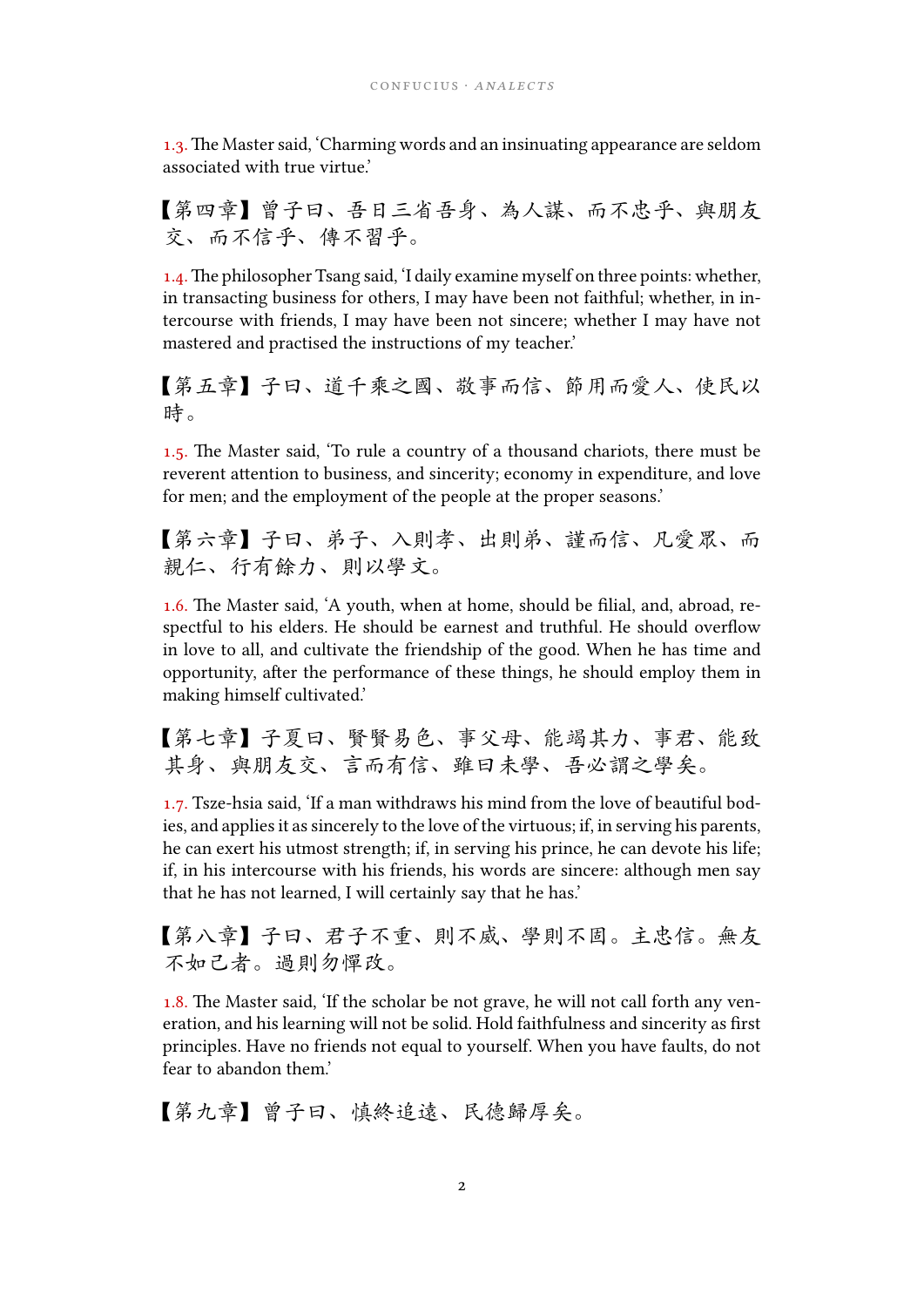1.3. The Master said, 'Charming words and an insinuating appearance are seldom associated with true virtue.'

【第四章】曾子曰、吾日三省吾身、為人謀、而不忠乎、與朋友交、而不信乎、傳不習乎。

1.4. The philosopher Tsang said, 'I daily examine myself on three points: whether, in transacting business for others, I may have been not faithful; whether, in intercourse with friends, I may have been not sincere; whether I may have not mastered and practised the instructions of my teacher.'

【第五章】子曰、道千乘之國、敬事而信、節用而愛人、使民以時。

1.5. The Master said, 'To rule a country of a thousand chariots, there must be reverent attention to business, and sincerity; economy in expenditure, and love for men; and the employment of the people at the proper seasons.'

【第六章】子曰、弟子、入則孝、出則弟、謹而信、凡愛眾、而親仁、行有餘力、則以學文。

1.6. The Master said, 'A youth, when at home, should be filial, and, abroad, respectful to his elders. He should be earnest and truthful. He should overflow in love to all, and cultivate the friendship of the good. When he has time and opportunity, after the performance of these things, he should employ them in making himself cultivated.'

【第七章】子夏曰、賢賢易色、事父母、能竭其力、事君、能致其身、與朋友交、言而有信、雖曰未學、吾必謂之學矣。

1.7. Tsze-hsia said, 'If a man withdraws his mind from the love of beautiful bodies, and applies it as sincerely to the love of the virtuous; if, in serving his parents, he can exert his utmost strength; if, in serving his prince, he can devote his life; if, in his intercourse with his friends, his words are sincere: although men say that he has not learned, I will certainly say that he has.'

【第八章】子曰、君子不重、則不威、學則不固。主忠信。無友不如己者。過則勿憚改。

1.8. The Master said, 'If the scholar be not grave, he will not call forth any veneration, and his learning will not be solid. Hold faithfulness and sincerity as first principles. Have no friends not equal to yourself. When you have faults, do not fear to abandon them.'

【第九章】曾子曰、慎終追遠、民德歸厚矣。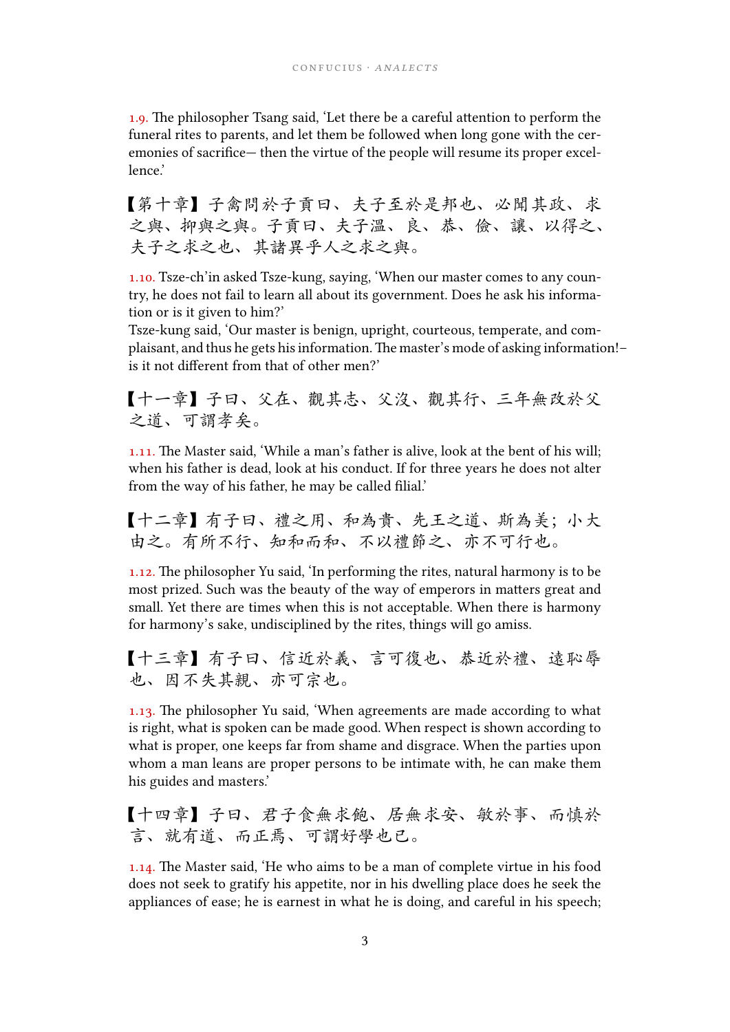1.9. The philosopher Tsang said, 'Let there be a careful attention to perform the funeral rites to parents, and let them be followed when long gone with the ceremonies of sacrifice— then the virtue of the people will resume its proper excellence.'

【第十章】子禽問於子貢曰、夫子至於是邦也、必聞其政、求之與、抑與之與。子貢曰、夫子溫、良、恭、儉、讓、以得之、夫子之求之也、其諸異乎人之求之與。

1.10. Tsze-ch'in asked Tsze-kung, saying, 'When our master comes to any country, he does not fail to learn all about its government. Does he ask his information or is it given to him?'
Tsze-kung said, 'Our master is benign, upright, courteous, temperate, and complaisant, and thus he gets his information. The master's mode of asking information!– is it not different from that of other men?'

【十一章】子曰、父在、觀其志、父沒、觀其行、三年無改於父之道、可謂孝矣。

1.11. The Master said, 'While a man's father is alive, look at the bent of his will; when his father is dead, look at his conduct. If for three years he does not alter from the way of his father, he may be called filial.'

【十二章】有子曰、禮之用、和為貴、先王之道、斯為美；小大由之。有所不行、知和而和、不以禮節之、亦不可行也。

1.12. The philosopher Yu said, 'In performing the rites, natural harmony is to be most prized. Such was the beauty of the way of emperors in matters great and small. Yet there are times when this is not acceptable. When there is harmony for harmony's sake, undisciplined by the rites, things will go amiss.

【十三章】有子曰、信近於義、言可復也、恭近於禮、遠恥辱也、因不失其親、亦可宗也。

1.13. The philosopher Yu said, 'When agreements are made according to what is right, what is spoken can be made good. When respect is shown according to what is proper, one keeps far from shame and disgrace. When the parties upon whom a man leans are proper persons to be intimate with, he can make them his guides and masters.'

【十四章】子曰、君子食無求飽、居無求安、敏於事、而慎於言、就有道、而正焉、可謂好學也已。

1.14. The Master said, 'He who aims to be a man of complete virtue in his food does not seek to gratify his appetite, nor in his dwelling place does he seek the appliances of ease; he is earnest in what he is doing, and careful in his speech;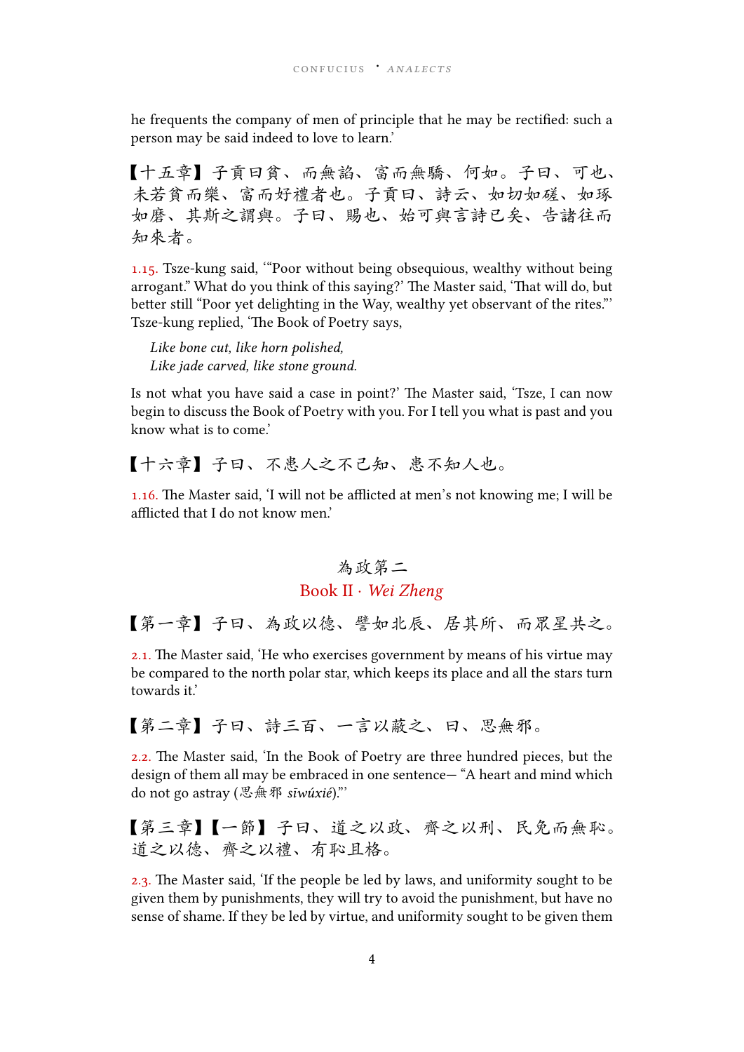he frequents the company of men of principle that he may be rectified: such a person may be said indeed to love to learn.'

【十五章】子貢曰貧、而無諂、富而無驕、何如。子曰、可也、未若貧而樂、富而好禮者也。子貢曰、詩云、如切如磋、如琢如磨、其斯之謂與。子曰、賜也、始可與言詩已矣、告諸往而知來者。

1.15. Tsze-kung said, '"Poor without being obsequious, wealthy without being arrogant." What do you think of this saying?' The Master said, 'That will do, but better still "Poor yet delighting in the Way, wealthy yet observant of the rites."' Tsze-kung replied, 'The Book of Poetry says,

> *Like bone cut, like horn polished,*
> *Like jade carved, like stone ground.*

Is not what you have said a case in point?' The Master said, 'Tsze, I can now begin to discuss the Book of Poetry with you. For I tell you what is past and you know what is to come.'

【十六章】子曰、不患人之不己知、患不知人也。

1.16. The Master said, 'I will not be afflicted at men's not knowing me; I will be afflicted that I do not know men.'

## 為政第二

## Book II · *Wei Zheng*

【第一章】子曰、為政以德、譬如北辰、居其所、而眾星共之。

2.1. The Master said, 'He who exercises government by means of his virtue may be compared to the north polar star, which keeps its place and all the stars turn towards it.'

【第二章】子曰、詩三百、一言以蔽之、曰、思無邪。

2.2. The Master said, 'In the Book of Poetry are three hundred pieces, but the design of them all may be embraced in one sentence— "A heart and mind which do not go astray (思無邪 *sīwúxié*)."'

【第三章】【一節】子曰、道之以政、齊之以刑、民免而無恥。道之以德、齊之以禮、有恥且格。

2.3. The Master said, 'If the people be led by laws, and uniformity sought to be given them by punishments, they will try to avoid the punishment, but have no sense of shame. If they be led by virtue, and uniformity sought to be given them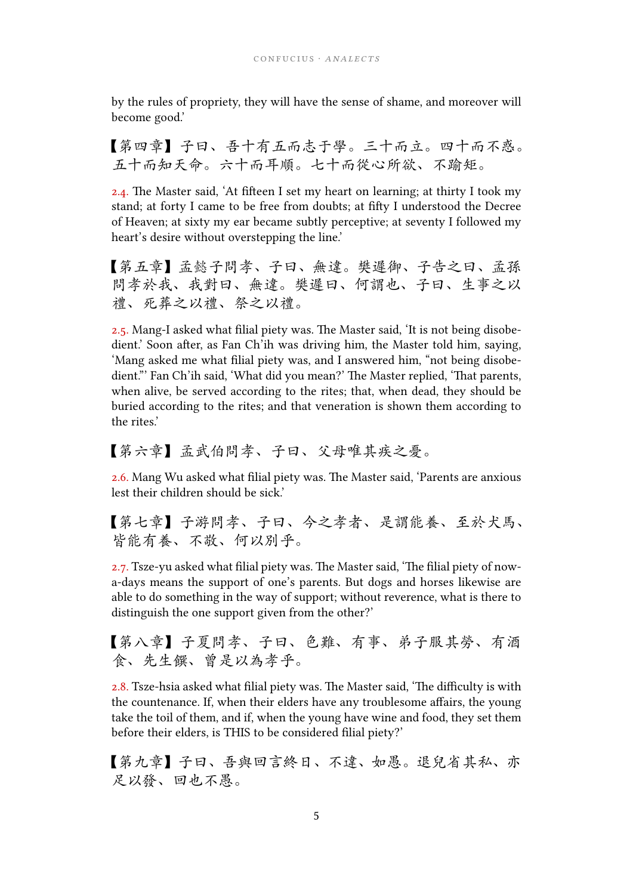by the rules of propriety, they will have the sense of shame, and moreover will become good.'

【第四章】子曰、吾十有五而志于學。三十而立。四十而不惑。五十而知天命。六十而耳順。七十而從心所欲、不踰矩。

2.4. The Master said, 'At fifteen I set my heart on learning; at thirty I took my stand; at forty I came to be free from doubts; at fifty I understood the Decree of Heaven; at sixty my ear became subtly perceptive; at seventy I followed my heart's desire without overstepping the line.'

【第五章】孟懿子問孝、子曰、無違。樊遲御、子告之曰、孟孫問孝於我、我對曰、無違。樊遲曰、何謂也、子曰、生事之以禮、死葬之以禮、祭之以禮。

2.5. Mang-I asked what filial piety was. The Master said, 'It is not being disobedient.' Soon after, as Fan Ch'ih was driving him, the Master told him, saying, 'Mang asked me what filial piety was, and I answered him, "not being disobedient."' Fan Ch'ih said, 'What did you mean?' The Master replied, 'That parents, when alive, be served according to the rites; that, when dead, they should be buried according to the rites; and that veneration is shown them according to the rites.'

【第六章】孟武伯問孝、子曰、父母唯其疾之憂。

2.6. Mang Wu asked what filial piety was. The Master said, 'Parents are anxious lest their children should be sick.'

【第七章】子游問孝、子曰、今之孝者、是謂能養、至於犬馬、皆能有養、不敬、何以別乎。

2.7. Tsze-yu asked what filial piety was. The Master said, 'The filial piety of now-a-days means the support of one's parents. But dogs and horses likewise are able to do something in the way of support; without reverence, what is there to distinguish the one support given from the other?'

【第八章】子夏問孝、子曰、色難、有事、弟子服其勞、有酒食、先生饌、曾是以為孝乎。

2.8. Tsze-hsia asked what filial piety was. The Master said, 'The difficulty is with the countenance. If, when their elders have any troublesome affairs, the young take the toil of them, and if, when the young have wine and food, they set them before their elders, is THIS to be considered filial piety?'

【第九章】子曰、吾與回言終日、不違、如愚。退而省其私、亦足以發、回也不愚。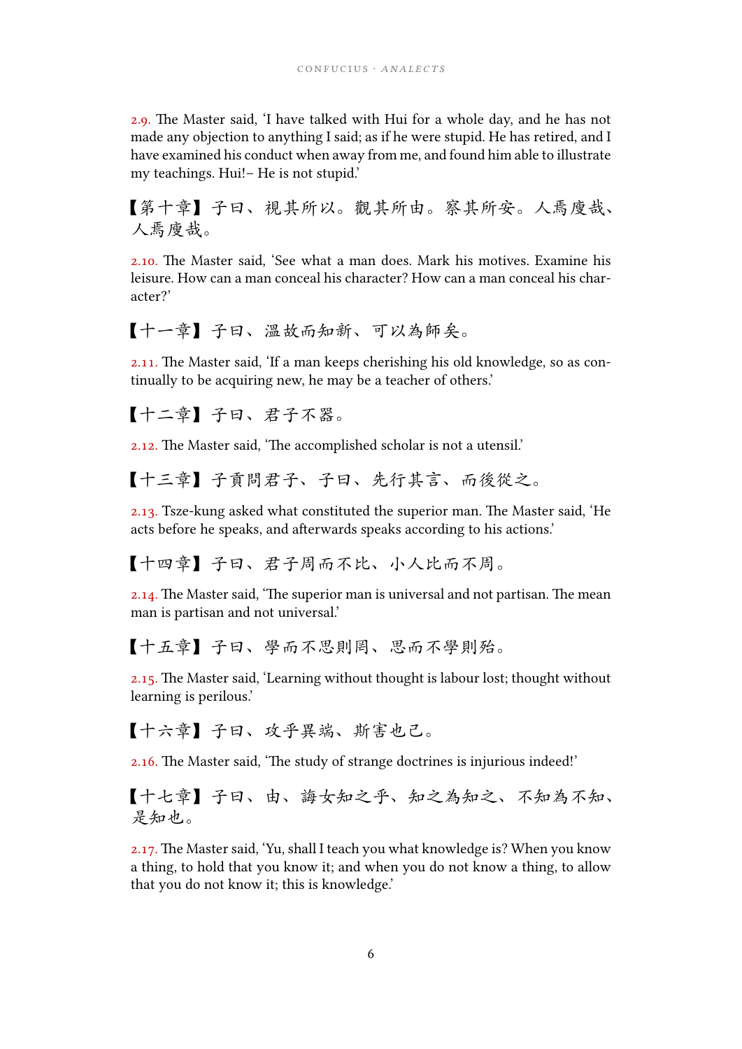2.9. The Master said, 'I have talked with Hui for a whole day, and he has not made any objection to anything I said; as if he were stupid. He has retired, and I have examined his conduct when away from me, and found him able to illustrate my teachings. Hui!– He is not stupid.'

【第十章】子曰、視其所以。觀其所由。察其所安。人焉廋哉、人焉廋哉。

2.10. The Master said, 'See what a man does. Mark his motives. Examine his leisure. How can a man conceal his character? How can a man conceal his character?'

【十一章】子曰、溫故而知新、可以為師矣。

2.11. The Master said, 'If a man keeps cherishing his old knowledge, so as continually to be acquiring new, he may be a teacher of others.'

【十二章】子曰、君子不器。

2.12. The Master said, 'The accomplished scholar is not a utensil.'

【十三章】子貢問君子、子曰、先行其言、而後從之。

2.13. Tsze-kung asked what constituted the superior man. The Master said, 'He acts before he speaks, and afterwards speaks according to his actions.'

【十四章】子曰、君子周而不比、小人比而不周。

2.14. The Master said, 'The superior man is universal and not partisan. The mean man is partisan and not universal.'

【十五章】子曰、學而不思則罔、思而不學則殆。

2.15. The Master said, 'Learning without thought is labour lost; thought without learning is perilous.'

【十六章】子曰、攻乎異端、斯害也已。

2.16. The Master said, 'The study of strange doctrines is injurious indeed!'

【十七章】子曰、由、誨女知之乎、知之為知之、不知為不知、是知也。

2.17. The Master said, 'Yu, shall I teach you what knowledge is? When you know a thing, to hold that you know it; and when you do not know a thing, to allow that you do not know it; this is knowledge.'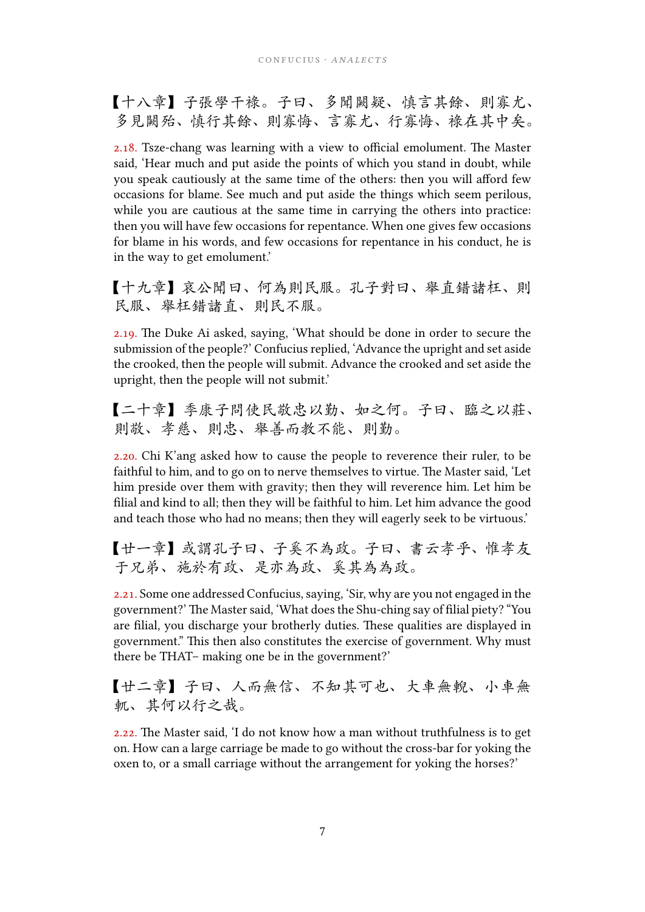【十八章】子張學干祿。子曰、多聞闕疑、慎言其餘、則寡尤、多見闕殆、慎行其餘、則寡悔、言寡尤、行寡悔、祿在其中矣。

2.18. Tsze-chang was learning with a view to official emolument. The Master said, 'Hear much and put aside the points of which you stand in doubt, while you speak cautiously at the same time of the others: then you will afford few occasions for blame. See much and put aside the things which seem perilous, while you are cautious at the same time in carrying the others into practice: then you will have few occasions for repentance. When one gives few occasions for blame in his words, and few occasions for repentance in his conduct, he is in the way to get emolument.'

【十九章】哀公問曰、何為則民服。孔子對曰、舉直錯諸枉、則民服、舉枉錯諸直、則民不服。

2.19. The Duke Ai asked, saying, 'What should be done in order to secure the submission of the people?' Confucius replied, 'Advance the upright and set aside the crooked, then the people will submit. Advance the crooked and set aside the upright, then the people will not submit.'

【二十章】季康子問使民敬忠以勸、如之何。子曰、臨之以莊、則敬、孝慈、則忠、舉善而教不能、則勸。

2.20. Chi K'ang asked how to cause the people to reverence their ruler, to be faithful to him, and to go on to nerve themselves to virtue. The Master said, 'Let him preside over them with gravity; then they will reverence him. Let him be filial and kind to all; then they will be faithful to him. Let him advance the good and teach those who had no means; then they will eagerly seek to be virtuous.'

【廿一章】或謂孔子曰、子奚不為政。子曰、書云孝乎、惟孝友于兄弟、施於有政、是亦為政、奚其為為政。

2.21. Some one addressed Confucius, saying, 'Sir, why are you not engaged in the government?' The Master said, 'What does the Shu-ching say of filial piety? "You are filial, you discharge your brotherly duties. These qualities are displayed in government." This then also constitutes the exercise of government. Why must there be THAT– making one be in the government?'

【廿二章】子曰、人而無信、不知其可也、大車無輗、小車無軏、其何以行之哉。

2.22. The Master said, 'I do not know how a man without truthfulness is to get on. How can a large carriage be made to go without the cross-bar for yoking the oxen to, or a small carriage without the arrangement for yoking the horses?'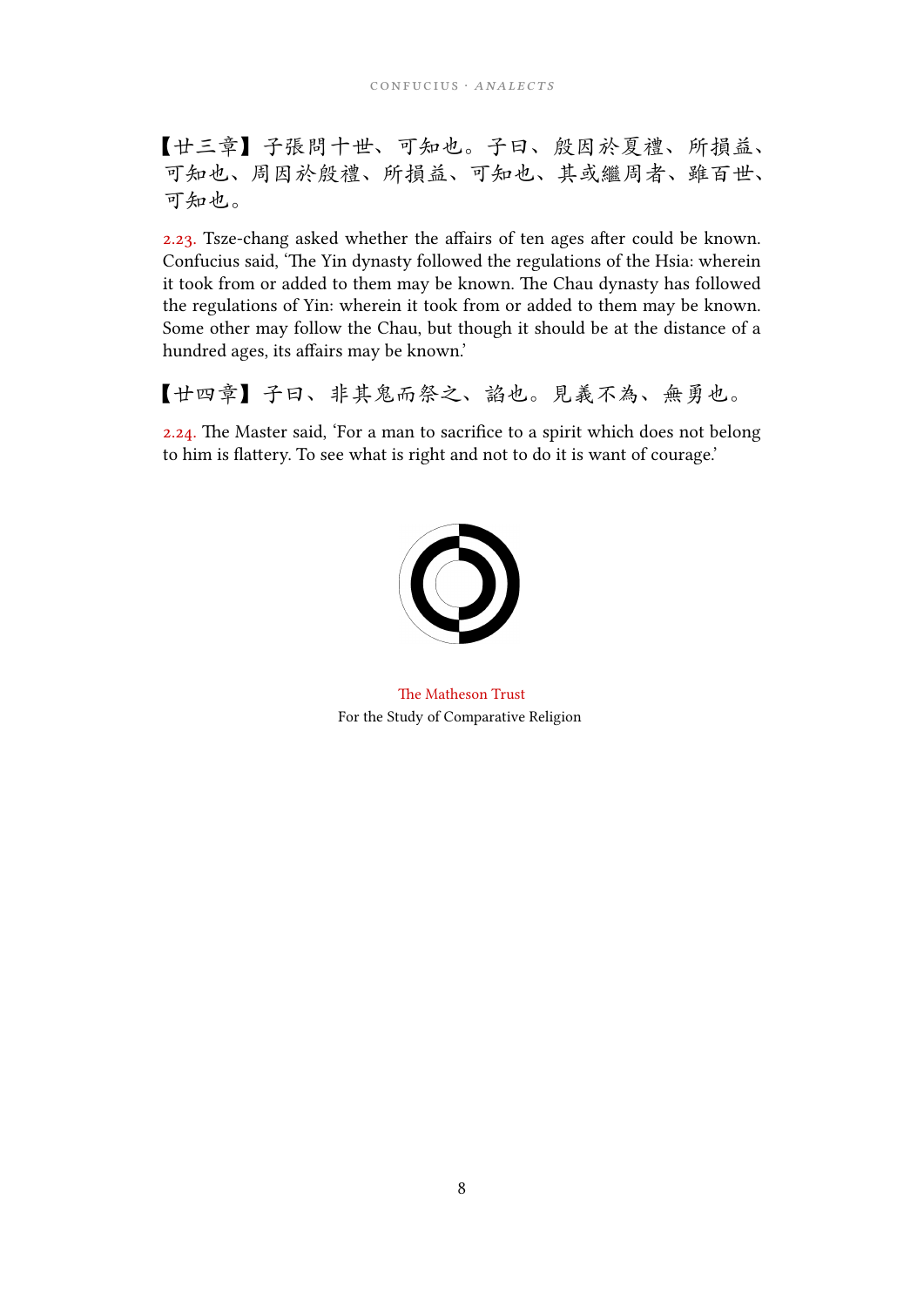【廿三章】子張問十世、可知也。子曰、殷因於夏禮、所損益、可知也、周因於殷禮、所損益、可知也、其或繼周者、雖百世、可知也。

2.23. Tsze-chang asked whether the affairs of ten ages after could be known. Confucius said, 'The Yin dynasty followed the regulations of the Hsia: wherein it took from or added to them may be known. The Chau dynasty has followed the regulations of Yin: wherein it took from or added to them may be known. Some other may follow the Chau, but though it should be at the distance of a hundred ages, its affairs may be known.'

【廿四章】子曰、非其鬼而祭之、諂也。見義不為、無勇也。

2.24. The Master said, 'For a man to sacrifice to a spirit which does not belong to him is flattery. To see what is right and not to do it is want of courage.'

The Matheson Trust
For the Study of Comparative Religion